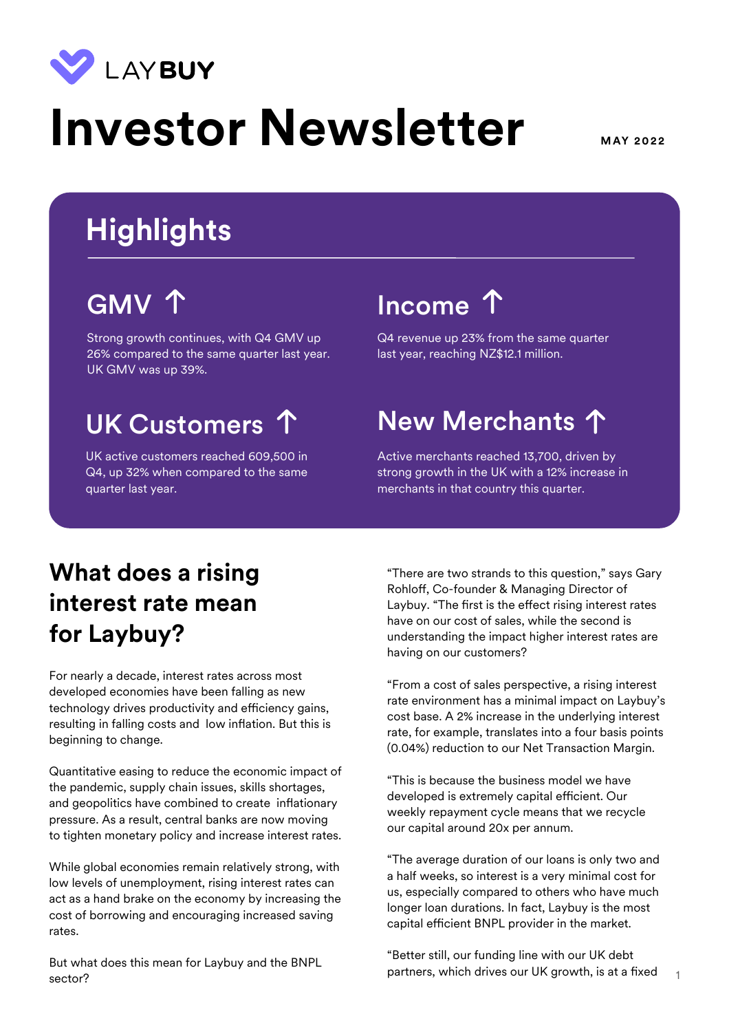LAYBUY

# Investor Newsletter

MAY 2022

## Highlights

### GMV ↑

Strong growth continues, with Q4 GMV up 26% compared to the same quarter last year. UK GMV was up 39%.

### Income ↑

Q4 revenue up 23% from the same quarter last year, reaching NZ$12.1 million.

### UK Customers ↑

UK active customers reached 609,500 in Q4, up 32% when compared to the same quarter last year.

### New Merchants ↑

Active merchants reached 13,700, driven by strong growth in the UK with a 12% increase in merchants in that country this quarter.

## What does a rising interest rate mean for Laybuy?

For nearly a decade, interest rates across most developed economies have been falling as new technology drives productivity and efficiency gains, resulting in falling costs and low inflation. But this is beginning to change.

Quantitative easing to reduce the economic impact of the pandemic, supply chain issues, skills shortages, and geopolitics have combined to create inflationary pressure. As a result, central banks are now moving to tighten monetary policy and increase interest rates.

While global economies remain relatively strong, with low levels of unemployment, rising interest rates can act as a hand brake on the economy by increasing the cost of borrowing and encouraging increased saving rates.

But what does this mean for Laybuy and the BNPL sector?

"There are two strands to this question," says Gary Rohloff, Co-founder & Managing Director of Laybuy. "The first is the effect rising interest rates have on our cost of sales, while the second is understanding the impact higher interest rates are having on our customers?

"From a cost of sales perspective, a rising interest rate environment has a minimal impact on Laybuy's cost base. A 2% increase in the underlying interest rate, for example, translates into a four basis points (0.04%) reduction to our Net Transaction Margin.

"This is because the business model we have developed is extremely capital efficient. Our weekly repayment cycle means that we recycle our capital around 20x per annum.

"The average duration of our loans is only two and a half weeks, so interest is a very minimal cost for us, especially compared to others who have much longer loan durations. In fact, Laybuy is the most capital efficient BNPL provider in the market.

"Better still, our funding line with our UK debt partners, which drives our UK growth, is at a fixed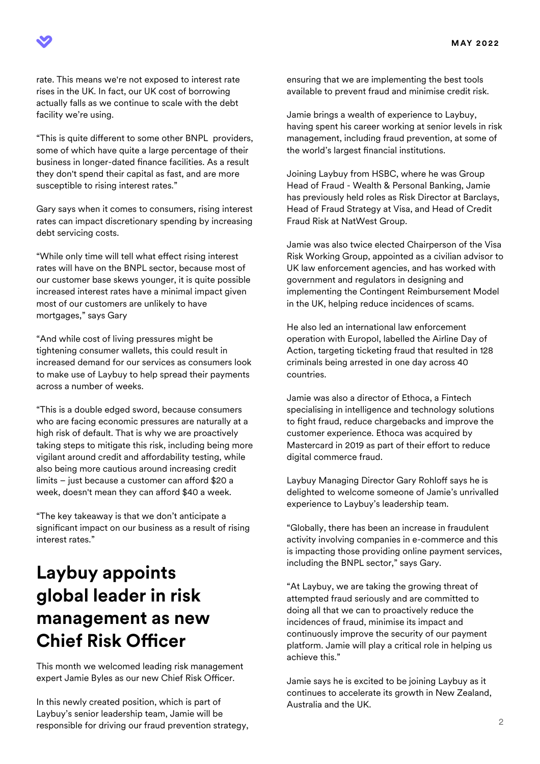rate. This means we're not exposed to interest rate rises in the UK. In fact, our UK cost of borrowing actually falls as we continue to scale with the debt facility we're using.

"This is quite different to some other BNPL providers, some of which have quite a large percentage of their business in longer-dated finance facilities. As a result they don't spend their capital as fast, and are more susceptible to rising interest rates."

Gary says when it comes to consumers, rising interest rates can impact discretionary spending by increasing debt servicing costs.

"While only time will tell what effect rising interest rates will have on the BNPL sector, because most of our customer base skews younger, it is quite possible increased interest rates have a minimal impact given most of our customers are unlikely to have mortgages," says Gary

"And while cost of living pressures might be tightening consumer wallets, this could result in increased demand for our services as consumers look to make use of Laybuy to help spread their payments across a number of weeks.

"This is a double edged sword, because consumers who are facing economic pressures are naturally at a high risk of default. That is why we are proactively taking steps to mitigate this risk, including being more vigilant around credit and affordability testing, while also being more cautious around increasing credit limits – just because a customer can afford $20 a week, doesn't mean they can afford $40 a week.

"The key takeaway is that we don't anticipate a significant impact on our business as a result of rising interest rates."

# Laybuy appoints global leader in risk management as new Chief Risk Officer

This month we welcomed leading risk management expert Jamie Byles as our new Chief Risk Officer.

In this newly created position, which is part of Laybuy's senior leadership team, Jamie will be responsible for driving our fraud prevention strategy, ensuring that we are implementing the best tools available to prevent fraud and minimise credit risk.

Jamie brings a wealth of experience to Laybuy, having spent his career working at senior levels in risk management, including fraud prevention, at some of the world's largest financial institutions.

Joining Laybuy from HSBC, where he was Group Head of Fraud - Wealth & Personal Banking, Jamie has previously held roles as Risk Director at Barclays, Head of Fraud Strategy at Visa, and Head of Credit Fraud Risk at NatWest Group.

Jamie was also twice elected Chairperson of the Visa Risk Working Group, appointed as a civilian advisor to UK law enforcement agencies, and has worked with government and regulators in designing and implementing the Contingent Reimbursement Model in the UK, helping reduce incidences of scams.

He also led an international law enforcement operation with Europol, labelled the Airline Day of Action, targeting ticketing fraud that resulted in 128 criminals being arrested in one day across 40 countries.

Jamie was also a director of Ethoca, a Fintech specialising in intelligence and technology solutions to fight fraud, reduce chargebacks and improve the customer experience. Ethoca was acquired by Mastercard in 2019 as part of their effort to reduce digital commerce fraud.

Laybuy Managing Director Gary Rohloff says he is delighted to welcome someone of Jamie's unrivalled experience to Laybuy's leadership team.

"Globally, there has been an increase in fraudulent activity involving companies in e-commerce and this is impacting those providing online payment services, including the BNPL sector," says Gary.

"At Laybuy, we are taking the growing threat of attempted fraud seriously and are committed to doing all that we can to proactively reduce the incidences of fraud, minimise its impact and continuously improve the security of our payment platform. Jamie will play a critical role in helping us achieve this."

Jamie says he is excited to be joining Laybuy as it continues to accelerate its growth in New Zealand, Australia and the UK.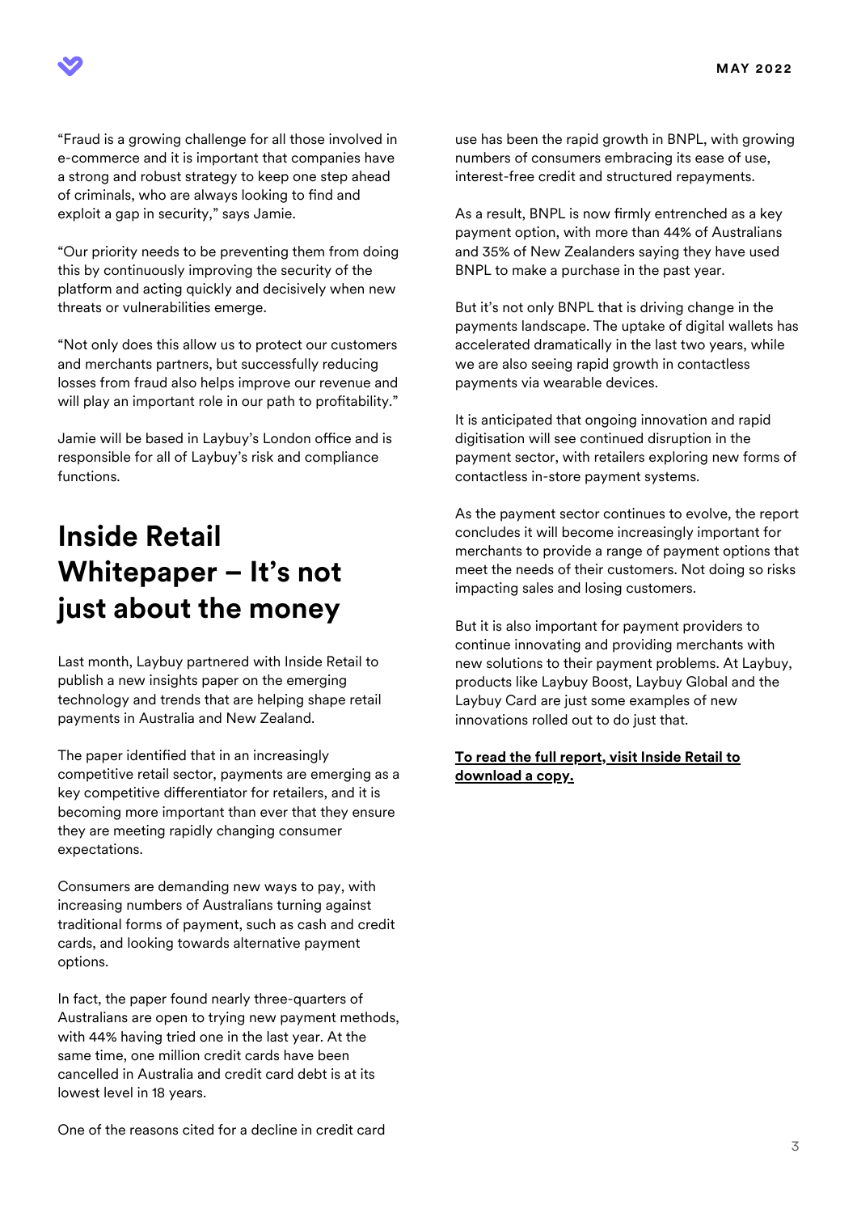"Fraud is a growing challenge for all those involved in e-commerce and it is important that companies have a strong and robust strategy to keep one step ahead of criminals, who are always looking to find and exploit a gap in security," says Jamie.

"Our priority needs to be preventing them from doing this by continuously improving the security of the platform and acting quickly and decisively when new threats or vulnerabilities emerge.

"Not only does this allow us to protect our customers and merchants partners, but successfully reducing losses from fraud also helps improve our revenue and will play an important role in our path to profitability."

Jamie will be based in Laybuy's London office and is responsible for all of Laybuy's risk and compliance functions.

# Inside Retail Whitepaper – It's not just about the money

Last month, Laybuy partnered with Inside Retail to publish a new insights paper on the emerging technology and trends that are helping shape retail payments in Australia and New Zealand.

The paper identified that in an increasingly competitive retail sector, payments are emerging as a key competitive differentiator for retailers, and it is becoming more important than ever that they ensure they are meeting rapidly changing consumer expectations.

Consumers are demanding new ways to pay, with increasing numbers of Australians turning against traditional forms of payment, such as cash and credit cards, and looking towards alternative payment options.

In fact, the paper found nearly three-quarters of Australians are open to trying new payment methods, with 44% having tried one in the last year. At the same time, one million credit cards have been cancelled in Australia and credit card debt is at its lowest level in 18 years.

One of the reasons cited for a decline in credit card use has been the rapid growth in BNPL, with growing numbers of consumers embracing its ease of use, interest-free credit and structured repayments.

As a result, BNPL is now firmly entrenched as a key payment option, with more than 44% of Australians and 35% of New Zealanders saying they have used BNPL to make a purchase in the past year.

But it's not only BNPL that is driving change in the payments landscape. The uptake of digital wallets has accelerated dramatically in the last two years, while we are also seeing rapid growth in contactless payments via wearable devices.

It is anticipated that ongoing innovation and rapid digitisation will see continued disruption in the payment sector, with retailers exploring new forms of contactless in-store payment systems.

As the payment sector continues to evolve, the report concludes it will become increasingly important for merchants to provide a range of payment options that meet the needs of their customers. Not doing so risks impacting sales and losing customers.

But it is also important for payment providers to continue innovating and providing merchants with new solutions to their payment problems. At Laybuy, products like Laybuy Boost, Laybuy Global and the Laybuy Card are just some examples of new innovations rolled out to do just that.

**To read the full report, visit Inside Retail to download a copy.**